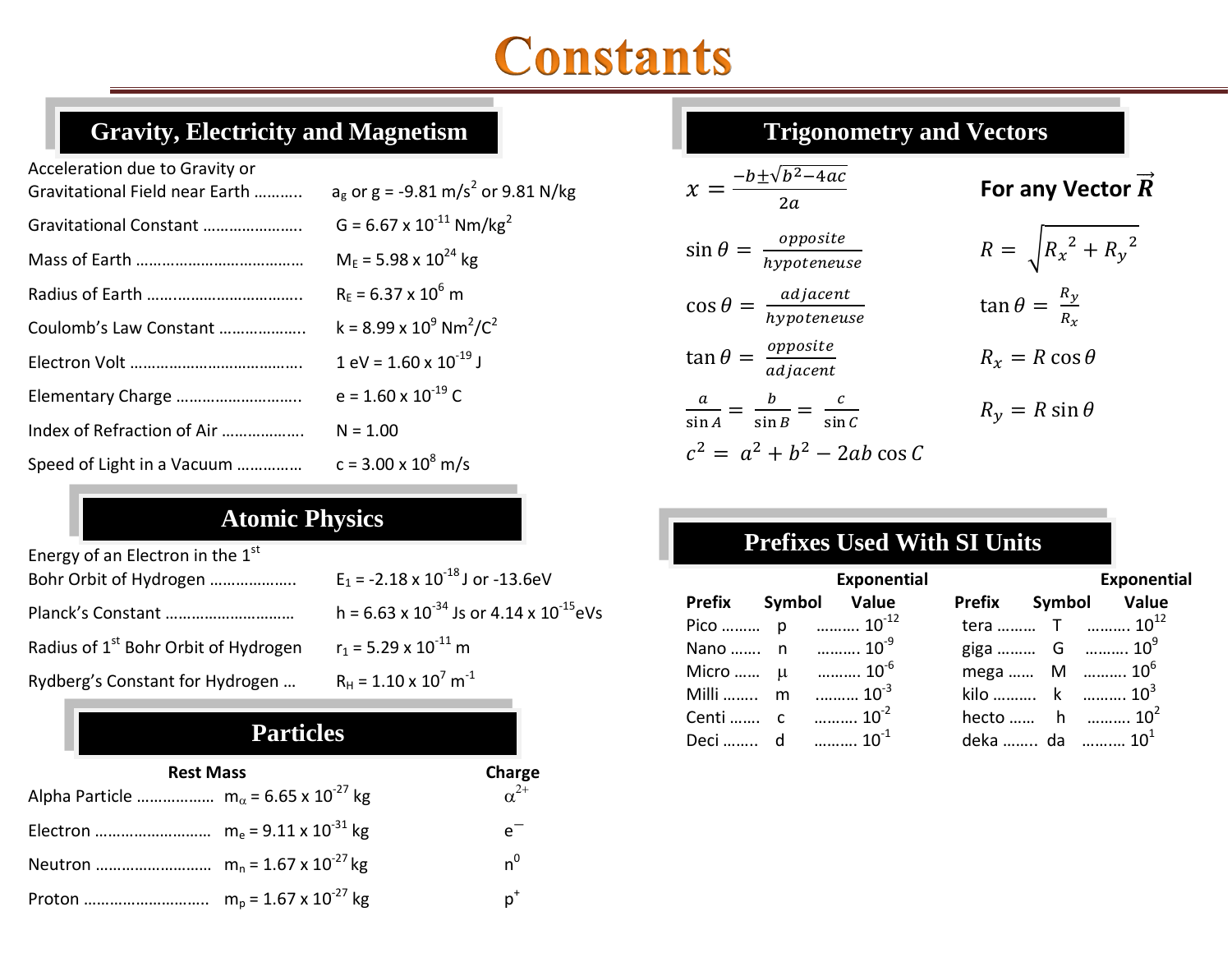# Constants

## Gravity, Electricity and Magnetism

| | |
|---|---|
| Acceleration due to Gravity or Gravitational Field near Earth .......... | $a_g$ or $g = -9.81\ \text{m/s}^2$ or $9.81\ \text{N/kg}$ |
| Gravitational Constant ..................... | $G = 6.67 \times 10^{-11}\ \text{Nm/kg}^2$ |
| Mass of Earth ..................................... | $M_E = 5.98 \times 10^{24}\ \text{kg}$ |
| Radius of Earth .................................. | $R_E = 6.37 \times 10^{6}\ \text{m}$ |
| Coulomb's Law Constant .................. | $k = 8.99 \times 10^{9}\ \text{Nm}^2/\text{C}^2$ |
| Electron Volt ...................................... | $1\ \text{eV} = 1.60 \times 10^{-19}\ \text{J}$ |
| Elementary Charge ........................... | $e = 1.60 \times 10^{-19}\ \text{C}$ |
| Index of Refraction of Air .................. | $N = 1.00$ |
| Speed of Light in a Vacuum .............. | $c = 3.00 \times 10^{8}\ \text{m/s}$ |

## Atomic Physics

| | |
|---|---|
| Energy of an Electron in the 1st Bohr Orbit of Hydrogen .................. | $E_1 = -2.18 \times 10^{-18}\ \text{J}$ or $-13.6\text{eV}$ |
| Planck's Constant ............................ | $h = 6.63 \times 10^{-34}\ \text{Js}$ or $4.14 \times 10^{-15}\text{eVs}$ |
| Radius of 1st Bohr Orbit of Hydrogen | $r_1 = 5.29 \times 10^{-11}\ \text{m}$ |
| Rydberg's Constant for Hydrogen ... | $R_H = 1.10 \times 10^{7}\ \text{m}^{-1}$ |

## Particles

| | Rest Mass | Charge |
|---|---|---|
| Alpha Particle ................. | $m_\alpha = 6.65 \times 10^{-27}\ \text{kg}$ | $\alpha^{2+}$ |
| Electron .......................... | $m_e = 9.11 \times 10^{-31}\ \text{kg}$ | $e^{-}$ |
| Neutron .......................... | $m_n = 1.67 \times 10^{-27}\ \text{kg}$ | $n^{0}$ |
| Proton ............................ | $m_p = 1.67 \times 10^{-27}\ \text{kg}$ | $p^{+}$ |

## Trigonometry and Vectors

$$x = \frac{-b \pm \sqrt{b^2 - 4ac}}{2a}$$

$$\sin\theta = \frac{opposite}{hypoteneuse}$$

$$\cos\theta = \frac{adjacent}{hypoteneuse}$$

$$\tan\theta = \frac{opposite}{adjacent}$$

$$\frac{a}{\sin A} = \frac{b}{\sin B} = \frac{c}{\sin C}$$

$$c^2 = a^2 + b^2 - 2ab\cos C$$

**For any Vector $\vec{R}$**

$$R = \sqrt{{R_x}^2 + {R_y}^2}$$

$$\tan\theta = \frac{R_y}{R_x}$$

$$R_x = R\cos\theta$$

$$R_y = R\sin\theta$$

## Prefixes Used With SI Units

| Prefix | Symbol | Exponential Value | Prefix | Symbol | Exponential Value |
|---|---|---|---|---|---|
| Pico ......... | p | .......... $10^{-12}$ | tera ......... | T | .......... $10^{12}$ |
| Nano ....... | n | .......... $10^{-9}$ | giga ......... | G | .......... $10^{9}$ |
| Micro ...... | μ | .......... $10^{-6}$ | mega ...... | M | .......... $10^{6}$ |
| Milli ........ | m | .......... $10^{-3}$ | kilo .......... | k | .......... $10^{3}$ |
| Centi ....... | c | .......... $10^{-2}$ | hecto ...... | h | .......... $10^{2}$ |
| Deci ........ | d | .......... $10^{-1}$ | deka ........ | da | .......... $10^{1}$ |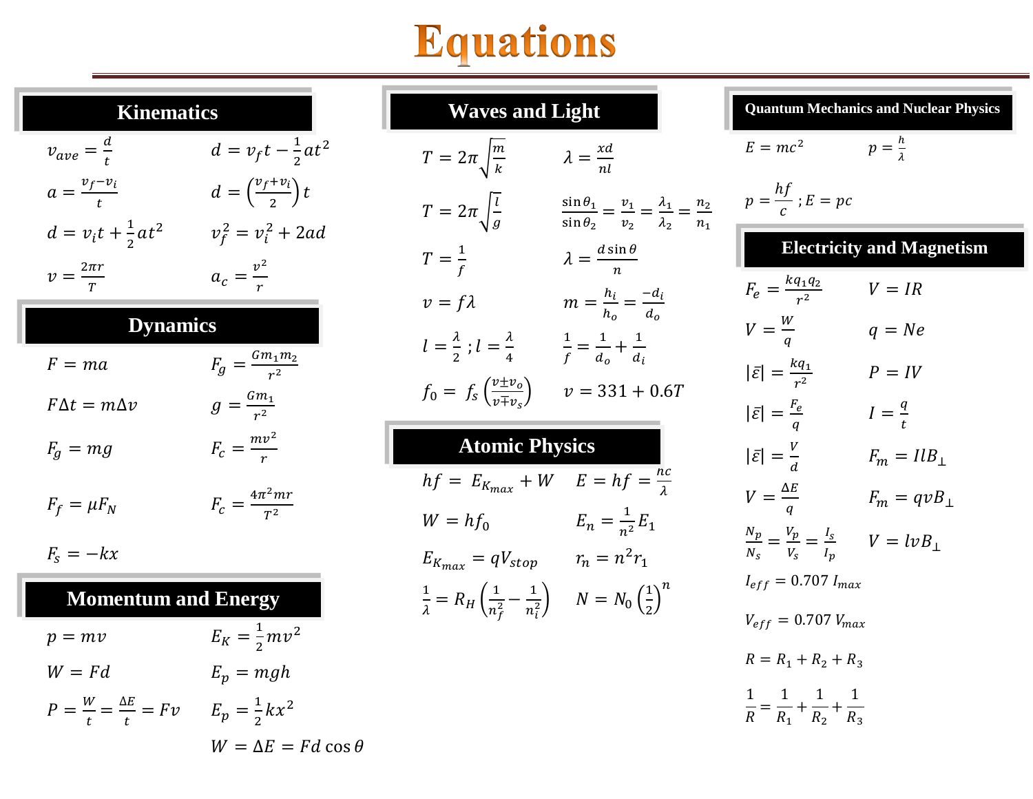# Equations

## Kinematics

$v_{ave} = \frac{d}{t}$

$d = v_f t - \frac{1}{2}at^2$

$a = \frac{v_f - v_i}{t}$

$d = \left(\frac{v_f + v_i}{2}\right)t$

$d = v_i t + \frac{1}{2}at^2$

$v_f^2 = v_i^2 + 2ad$

$v = \frac{2\pi r}{T}$

$a_c = \frac{v^2}{r}$

## Dynamics

$F = ma$

$F_g = \frac{Gm_1 m_2}{r^2}$

$F\Delta t = m\Delta v$

$g = \frac{Gm_1}{r^2}$

$F_g = mg$

$F_c = \frac{mv^2}{r}$

$F_f = \mu F_N$

$F_c = \frac{4\pi^2 mr}{T^2}$

$F_s = -kx$

## Momentum and Energy

$p = mv$

$E_K = \frac{1}{2}mv^2$

$W = Fd$

$E_p = mgh$

$P = \frac{W}{t} = \frac{\Delta E}{t} = Fv$

$E_p = \frac{1}{2}kx^2$

$W = \Delta E = Fd\cos\theta$

## Waves and Light

$T = 2\pi\sqrt{\frac{m}{k}}$

$\lambda = \frac{xd}{nl}$

$T = 2\pi\sqrt{\frac{l}{g}}$

$\frac{\sin\theta_1}{\sin\theta_2} = \frac{v_1}{v_2} = \frac{\lambda_1}{\lambda_2} = \frac{n_2}{n_1}$

$T = \frac{1}{f}$

$\lambda = \frac{d\sin\theta}{n}$

$v = f\lambda$

$m = \frac{h_i}{h_o} = \frac{-d_i}{d_o}$

$l = \frac{\lambda}{2}$ ; $l = \frac{\lambda}{4}$

$\frac{1}{f} = \frac{1}{d_o} + \frac{1}{d_i}$

$f_0 = f_s\left(\frac{v \pm v_o}{v \mp v_s}\right)$

$v = 331 + 0.6T$

## Atomic Physics

$hf = E_{K_{max}} + W$

$E = hf = \frac{nc}{\lambda}$

$W = hf_0$

$E_n = \frac{1}{n^2}E_1$

$E_{K_{max}} = qV_{stop}$

$r_n = n^2 r_1$

$\frac{1}{\lambda} = R_H\left(\frac{1}{n_f^2} - \frac{1}{n_i^2}\right)$

$N = N_0\left(\frac{1}{2}\right)^n$

## Quantum Mechanics and Nuclear Physics

$E = mc^2$

$p = \frac{h}{\lambda}$

$p = \frac{hf}{c}$ ; $E = pc$

## Electricity and Magnetism

$F_e = \frac{kq_1 q_2}{r^2}$

$V = IR$

$V = \frac{W}{q}$

$q = Ne$

$|\bar{\varepsilon}| = \frac{kq_1}{r^2}$

$P = IV$

$|\bar{\varepsilon}| = \frac{F_e}{q}$

$I = \frac{q}{t}$

$|\bar{\varepsilon}| = \frac{V}{d}$

$F_m = IlB_\perp$

$V = \frac{\Delta E}{q}$

$F_m = qvB_\perp$

$\frac{N_p}{N_s} = \frac{V_p}{V_s} = \frac{I_s}{I_p}$

$V = lvB_\perp$

$I_{eff} = 0.707\, I_{max}$

$V_{eff} = 0.707\, V_{max}$

$R = R_1 + R_2 + R_3$

$\frac{1}{R} = \frac{1}{R_1} + \frac{1}{R_2} + \frac{1}{R_3}$